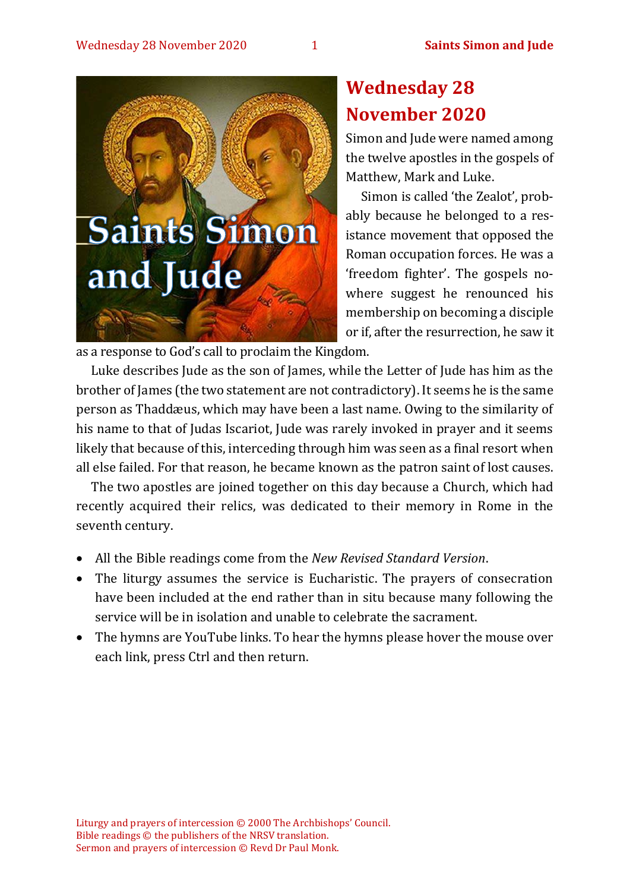# Wednesday 28 November 2020

Simon and Jude were named among the twelve apostles in the gospels of Matthew, Mark and Luke.

Simon is called 'the Zealot', probably because he belonged to a resistance movement that opposed the Roman occupation forces. He was a 'freedom fighter'. The gospels nowhere suggest he renounced his membership on becoming a disciple or if, after the resurrection, he saw it as a response to God's call to proclaim the Kingdom.

Luke describes Jude as the son of James, while the Letter of Jude has him as the brother of James (the two statement are not contradictory). It seems he is the same person as Thaddæus, which may have been a last name. Owing to the similarity of his name to that of Judas Iscariot, Jude was rarely invoked in prayer and it seems likely that because of this, interceding through him was seen as a final resort when all else failed. For that reason, he became known as the patron saint of lost causes.

The two apostles are joined together on this day because a Church, which had recently acquired their relics, was dedicated to their memory in Rome in the seventh century.

- All the Bible readings come from the *New Revised Standard Version*.
- The liturgy assumes the service is Eucharistic. The prayers of consecration have been included at the end rather than in situ because many following the service will be in isolation and unable to celebrate the sacrament.
- The hymns are YouTube links. To hear the hymns please hover the mouse over each link, press Ctrl and then return.

Liturgy and prayers of intercession © 2000 The Archbishops' Council.
Bible readings © the publishers of the NRSV translation.
Sermon and prayers of intercession © Revd Dr Paul Monk.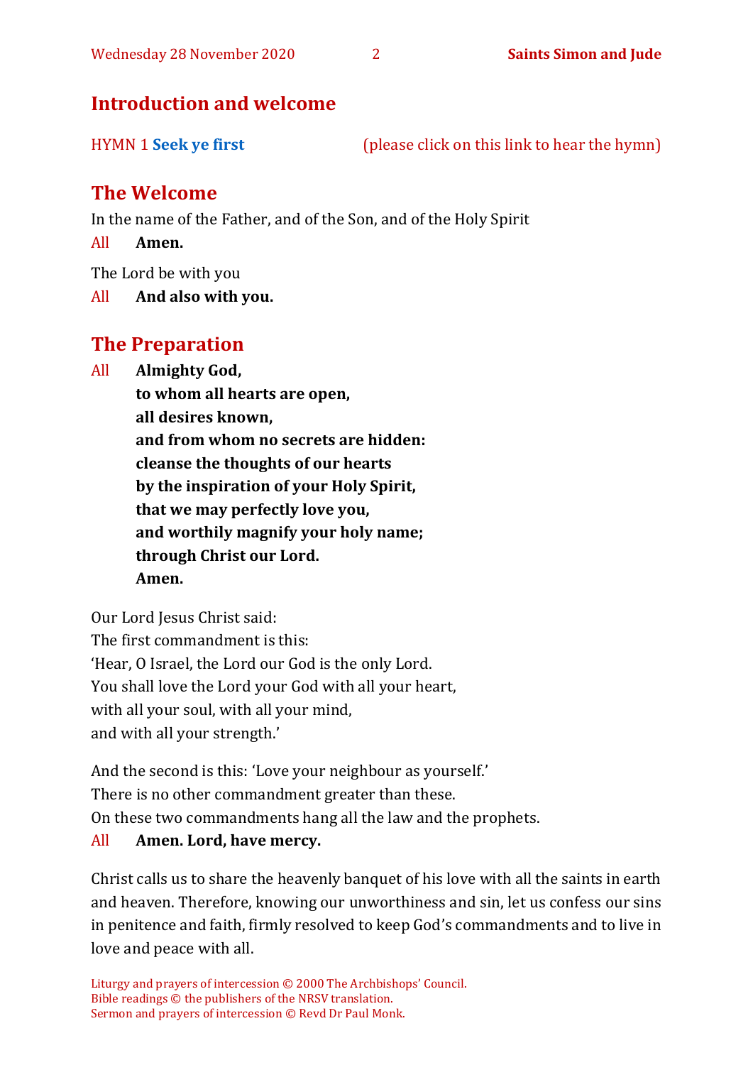## Introduction and welcome

HYMN 1 **Seek ye first** (please click on this link to hear the hymn)

## The Welcome

In the name of the Father, and of the Son, and of the Holy Spirit

All **Amen.**

The Lord be with you

All **And also with you.**

## The Preparation

All **Almighty God,**
**to whom all hearts are open,**
**all desires known,**
**and from whom no secrets are hidden:**
**cleanse the thoughts of our hearts**
**by the inspiration of your Holy Spirit,**
**that we may perfectly love you,**
**and worthily magnify your holy name;**
**through Christ our Lord.**
**Amen.**

Our Lord Jesus Christ said:
The first commandment is this:
'Hear, O Israel, the Lord our God is the only Lord.
You shall love the Lord your God with all your heart,
with all your soul, with all your mind,
and with all your strength.'

And the second is this: 'Love your neighbour as yourself.'
There is no other commandment greater than these.
On these two commandments hang all the law and the prophets.

All **Amen. Lord, have mercy.**

Christ calls us to share the heavenly banquet of his love with all the saints in earth and heaven. Therefore, knowing our unworthiness and sin, let us confess our sins in penitence and faith, firmly resolved to keep God's commandments and to live in love and peace with all.

Liturgy and prayers of intercession © 2000 The Archbishops' Council.
Bible readings © the publishers of the NRSV translation.
Sermon and prayers of intercession © Revd Dr Paul Monk.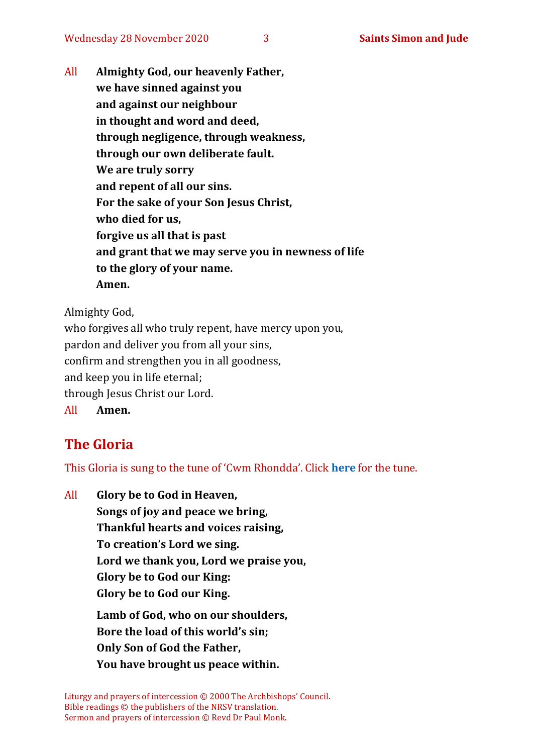All **Almighty God, our heavenly Father,**
**we have sinned against you**
**and against our neighbour**
**in thought and word and deed,**
**through negligence, through weakness,**
**through our own deliberate fault.**
**We are truly sorry**
**and repent of all our sins.**
**For the sake of your Son Jesus Christ,**
**who died for us,**
**forgive us all that is past**
**and grant that we may serve you in newness of life**
**to the glory of your name.**
**Amen.**

Almighty God,
who forgives all who truly repent, have mercy upon you,
pardon and deliver you from all your sins,
confirm and strengthen you in all goodness,
and keep you in life eternal;
through Jesus Christ our Lord.

All **Amen.**

## The Gloria

This Gloria is sung to the tune of 'Cwm Rhondda'. Click **here** for the tune.

All **Glory be to God in Heaven,**
**Songs of joy and peace we bring,**
**Thankful hearts and voices raising,**
**To creation's Lord we sing.**
**Lord we thank you, Lord we praise you,**
**Glory be to God our King:**
**Glory be to God our King.**

**Lamb of God, who on our shoulders,**
**Bore the load of this world's sin;**
**Only Son of God the Father,**
**You have brought us peace within.**

Liturgy and prayers of intercession © 2000 The Archbishops' Council.
Bible readings © the publishers of the NRSV translation.
Sermon and prayers of intercession © Revd Dr Paul Monk.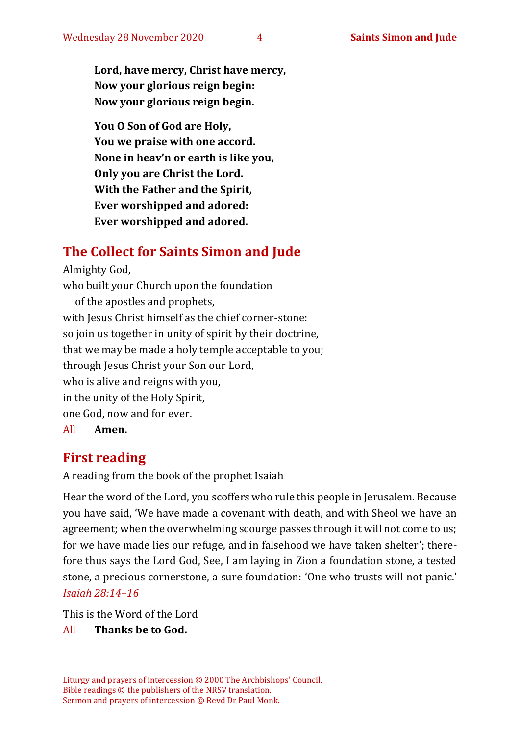**Lord, have mercy, Christ have mercy,**
**Now your glorious reign begin:**
**Now your glorious reign begin.**

**You O Son of God are Holy,**
**You we praise with one accord.**
**None in heav'n or earth is like you,**
**Only you are Christ the Lord.**
**With the Father and the Spirit,**
**Ever worshipped and adored:**
**Ever worshipped and adored.**

## The Collect for Saints Simon and Jude

Almighty God,
who built your Church upon the foundation
    of the apostles and prophets,
with Jesus Christ himself as the chief corner-stone:
so join us together in unity of spirit by their doctrine,
that we may be made a holy temple acceptable to you;
through Jesus Christ your Son our Lord,
who is alive and reigns with you,
in the unity of the Holy Spirit,
one God, now and for ever.

All **Amen.**

## First reading

A reading from the book of the prophet Isaiah

Hear the word of the Lord, you scoffers who rule this people in Jerusalem. Because you have said, 'We have made a covenant with death, and with Sheol we have an agreement; when the overwhelming scourge passes through it will not come to us; for we have made lies our refuge, and in falsehood we have taken shelter'; therefore thus says the Lord God, See, I am laying in Zion a foundation stone, a tested stone, a precious cornerstone, a sure foundation: 'One who trusts will not panic.' *Isaiah 28:14–16*

This is the Word of the Lord

All **Thanks be to God.**

Liturgy and prayers of intercession © 2000 The Archbishops' Council.
Bible readings © the publishers of the NRSV translation.
Sermon and prayers of intercession © Revd Dr Paul Monk.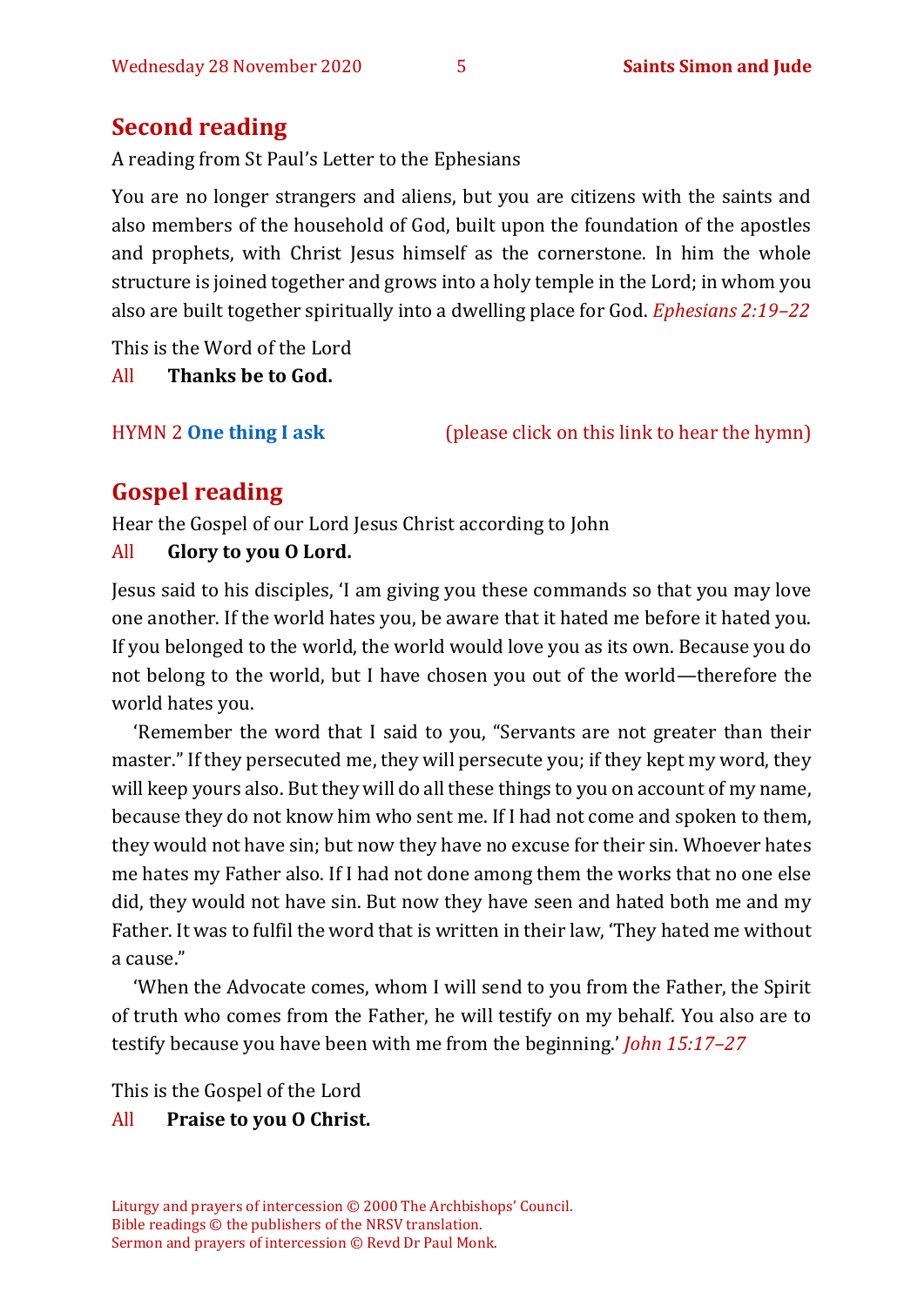## Second reading

A reading from St Paul's Letter to the Ephesians

You are no longer strangers and aliens, but you are citizens with the saints and also members of the household of God, built upon the foundation of the apostles and prophets, with Christ Jesus himself as the cornerstone. In him the whole structure is joined together and grows into a holy temple in the Lord; in whom you also are built together spiritually into a dwelling place for God. *Ephesians 2:19–22*

This is the Word of the Lord

All **Thanks be to God.**

HYMN 2 **One thing I ask** (please click on this link to hear the hymn)

## Gospel reading

Hear the Gospel of our Lord Jesus Christ according to John

All **Glory to you O Lord.**

Jesus said to his disciples, 'I am giving you these commands so that you may love one another. If the world hates you, be aware that it hated me before it hated you. If you belonged to the world, the world would love you as its own. Because you do not belong to the world, but I have chosen you out of the world—therefore the world hates you.

'Remember the word that I said to you, "Servants are not greater than their master." If they persecuted me, they will persecute you; if they kept my word, they will keep yours also. But they will do all these things to you on account of my name, because they do not know him who sent me. If I had not come and spoken to them, they would not have sin; but now they have no excuse for their sin. Whoever hates me hates my Father also. If I had not done among them the works that no one else did, they would not have sin. But now they have seen and hated both me and my Father. It was to fulfil the word that is written in their law, 'They hated me without a cause."

'When the Advocate comes, whom I will send to you from the Father, the Spirit of truth who comes from the Father, he will testify on my behalf. You also are to testify because you have been with me from the beginning.' *John 15:17–27*

This is the Gospel of the Lord

All **Praise to you O Christ.**

Liturgy and prayers of intercession © 2000 The Archbishops' Council.
Bible readings © the publishers of the NRSV translation.
Sermon and prayers of intercession © Revd Dr Paul Monk.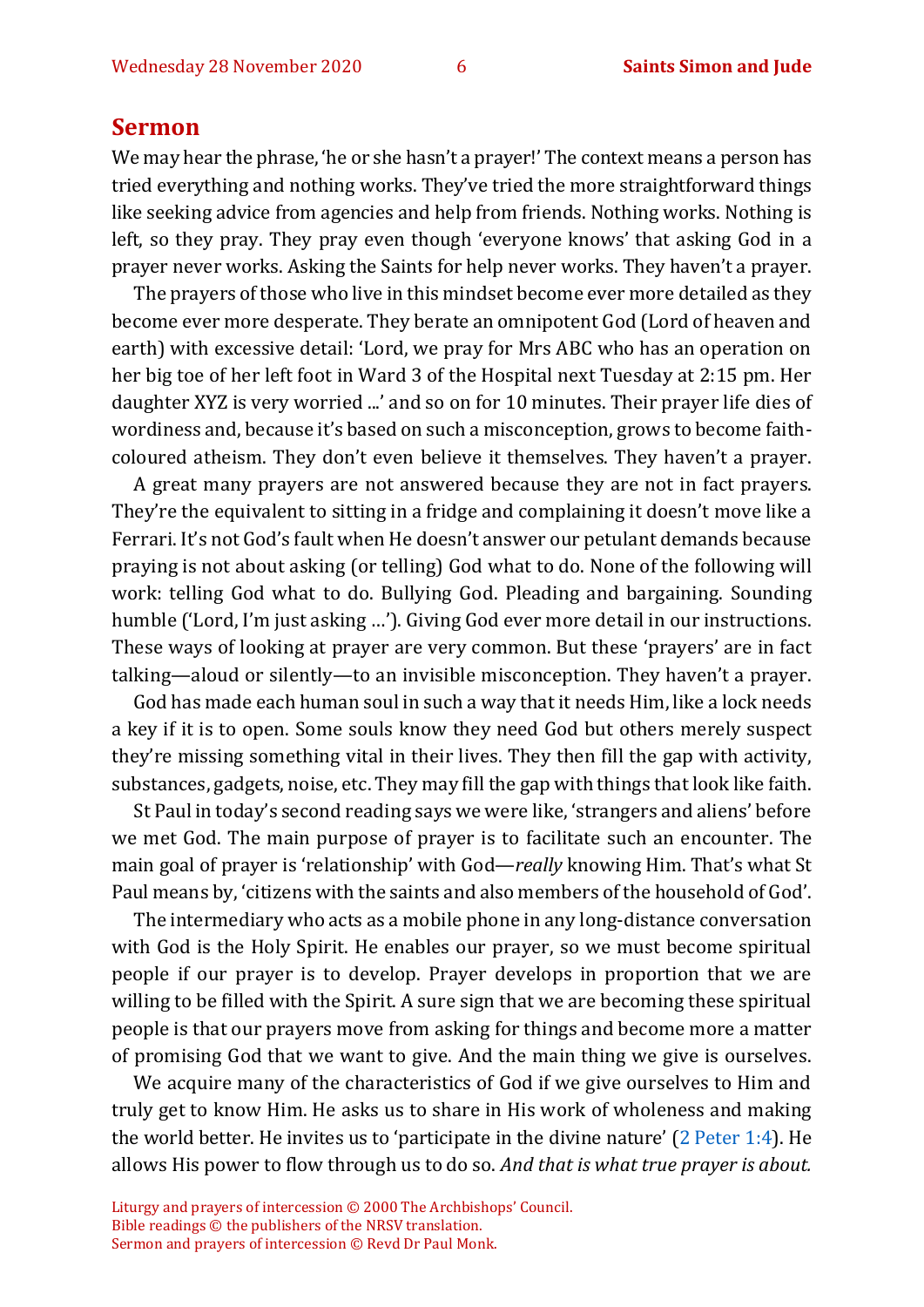## Sermon

We may hear the phrase, 'he or she hasn't a prayer!' The context means a person has tried everything and nothing works. They've tried the more straightforward things like seeking advice from agencies and help from friends. Nothing works. Nothing is left, so they pray. They pray even though 'everyone knows' that asking God in a prayer never works. Asking the Saints for help never works. They haven't a prayer.

The prayers of those who live in this mindset become ever more detailed as they become ever more desperate. They berate an omnipotent God (Lord of heaven and earth) with excessive detail: 'Lord, we pray for Mrs ABC who has an operation on her big toe of her left foot in Ward 3 of the Hospital next Tuesday at 2:15 pm. Her daughter XYZ is very worried ...' and so on for 10 minutes. Their prayer life dies of wordiness and, because it's based on such a misconception, grows to become faith-coloured atheism. They don't even believe it themselves. They haven't a prayer.

A great many prayers are not answered because they are not in fact prayers. They're the equivalent to sitting in a fridge and complaining it doesn't move like a Ferrari. It's not God's fault when He doesn't answer our petulant demands because praying is not about asking (or telling) God what to do. None of the following will work: telling God what to do. Bullying God. Pleading and bargaining. Sounding humble ('Lord, I'm just asking …'). Giving God ever more detail in our instructions. These ways of looking at prayer are very common. But these 'prayers' are in fact talking—aloud or silently—to an invisible misconception. They haven't a prayer.

God has made each human soul in such a way that it needs Him, like a lock needs a key if it is to open. Some souls know they need God but others merely suspect they're missing something vital in their lives. They then fill the gap with activity, substances, gadgets, noise, etc. They may fill the gap with things that look like faith.

St Paul in today's second reading says we were like, 'strangers and aliens' before we met God. The main purpose of prayer is to facilitate such an encounter. The main goal of prayer is 'relationship' with God—*really* knowing Him. That's what St Paul means by, 'citizens with the saints and also members of the household of God'.

The intermediary who acts as a mobile phone in any long-distance conversation with God is the Holy Spirit. He enables our prayer, so we must become spiritual people if our prayer is to develop. Prayer develops in proportion that we are willing to be filled with the Spirit. A sure sign that we are becoming these spiritual people is that our prayers move from asking for things and become more a matter of promising God that we want to give. And the main thing we give is ourselves.

We acquire many of the characteristics of God if we give ourselves to Him and truly get to know Him. He asks us to share in His work of wholeness and making the world better. He invites us to 'participate in the divine nature' (2 Peter 1:4). He allows His power to flow through us to do so. *And that is what true prayer is about.*

Liturgy and prayers of intercession © 2000 The Archbishops' Council.
Bible readings © the publishers of the NRSV translation.
Sermon and prayers of intercession © Revd Dr Paul Monk.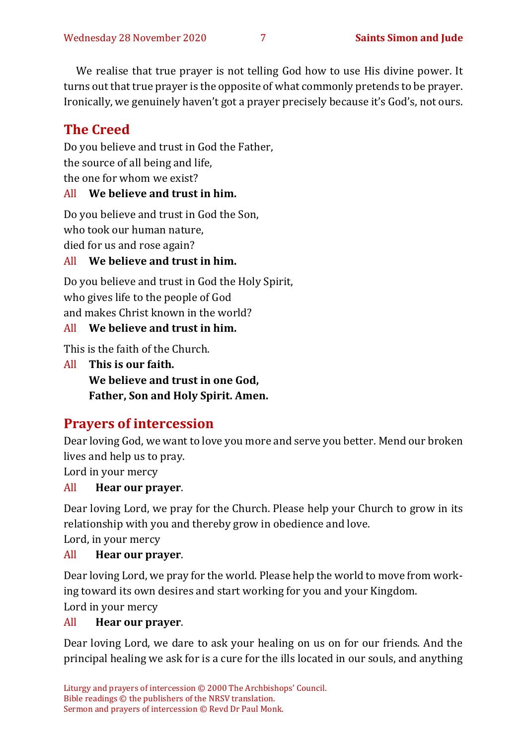We realise that true prayer is not telling God how to use His divine power. It turns out that true prayer is the opposite of what commonly pretends to be prayer. Ironically, we genuinely haven't got a prayer precisely because it's God's, not ours.

## The Creed

Do you believe and trust in God the Father,
the source of all being and life,
the one for whom we exist?

All **We believe and trust in him.**

Do you believe and trust in God the Son,
who took our human nature,
died for us and rose again?

All **We believe and trust in him.**

Do you believe and trust in God the Holy Spirit,
who gives life to the people of God
and makes Christ known in the world?

All **We believe and trust in him.**

This is the faith of the Church.

All **This is our faith.**
**We believe and trust in one God,**
**Father, Son and Holy Spirit. Amen.**

## Prayers of intercession

Dear loving God, we want to love you more and serve you better. Mend our broken lives and help us to pray.
Lord in your mercy

All **Hear our prayer**.

Dear loving Lord, we pray for the Church. Please help your Church to grow in its relationship with you and thereby grow in obedience and love.
Lord, in your mercy

All **Hear our prayer**.

Dear loving Lord, we pray for the world. Please help the world to move from working toward its own desires and start working for you and your Kingdom.
Lord in your mercy

All **Hear our prayer**.

Dear loving Lord, we dare to ask your healing on us on for our friends. And the principal healing we ask for is a cure for the ills located in our souls, and anything

Liturgy and prayers of intercession © 2000 The Archbishops' Council.
Bible readings © the publishers of the NRSV translation.
Sermon and prayers of intercession © Revd Dr Paul Monk.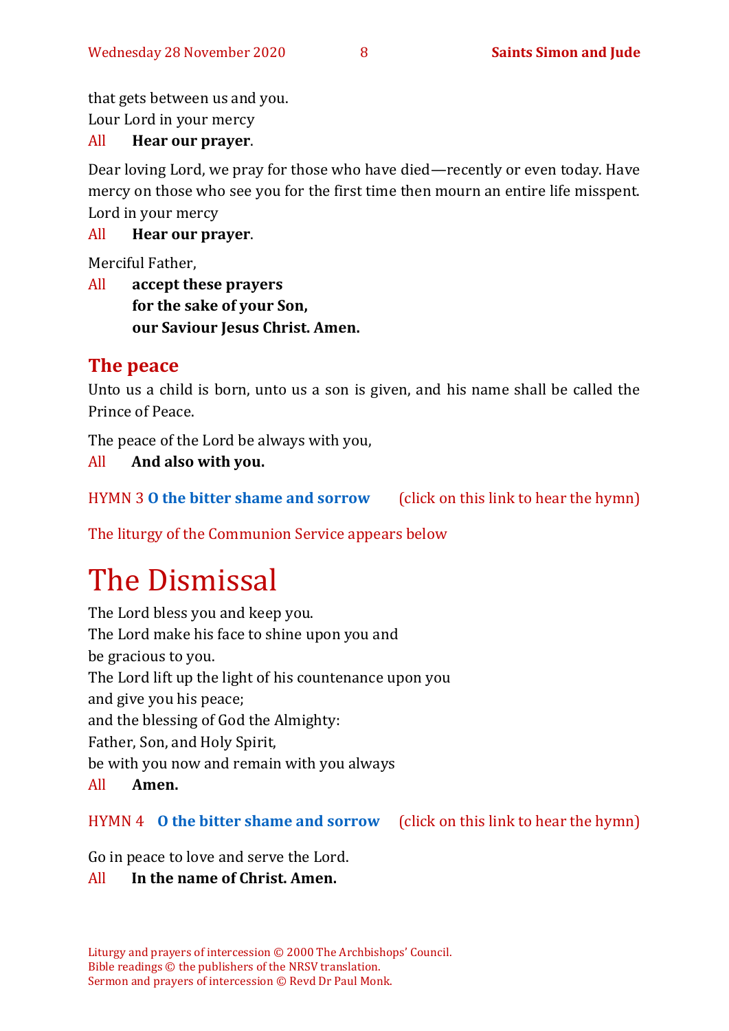that gets between us and you.
Lour Lord in your mercy
All **Hear our prayer**.

Dear loving Lord, we pray for those who have died—recently or even today. Have mercy on those who see you for the first time then mourn an entire life misspent.
Lord in your mercy
All **Hear our prayer**.

Merciful Father,
All **accept these prayers**
**for the sake of your Son,**
**our Saviour Jesus Christ. Amen.**

## The peace

Unto us a child is born, unto us a son is given, and his name shall be called the Prince of Peace.

The peace of the Lord be always with you,
All **And also with you.**

HYMN 3 **O the bitter shame and sorrow** (click on this link to hear the hymn)

The liturgy of the Communion Service appears below

# The Dismissal

The Lord bless you and keep you.
The Lord make his face to shine upon you and
be gracious to you.
The Lord lift up the light of his countenance upon you
and give you his peace;
and the blessing of God the Almighty:
Father, Son, and Holy Spirit,
be with you now and remain with you always
All **Amen.**

HYMN 4 **O the bitter shame and sorrow** (click on this link to hear the hymn)

Go in peace to love and serve the Lord.
All **In the name of Christ. Amen.**

Liturgy and prayers of intercession © 2000 The Archbishops' Council.
Bible readings © the publishers of the NRSV translation.
Sermon and prayers of intercession © Revd Dr Paul Monk.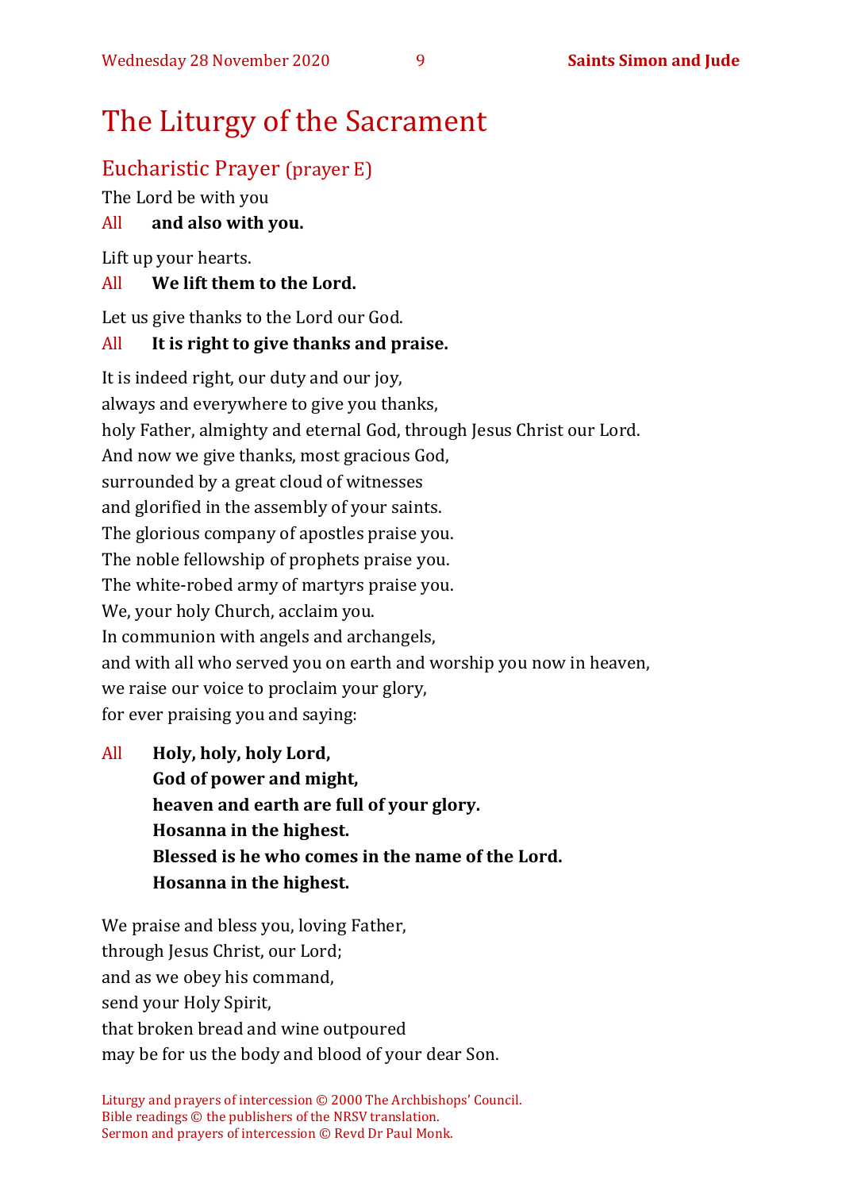# The Liturgy of the Sacrament

## Eucharistic Prayer (prayer E)

The Lord be with you

All **and also with you.**

Lift up your hearts.

All **We lift them to the Lord.**

Let us give thanks to the Lord our God.

All **It is right to give thanks and praise.**

It is indeed right, our duty and our joy,
always and everywhere to give you thanks,
holy Father, almighty and eternal God, through Jesus Christ our Lord.
And now we give thanks, most gracious God,
surrounded by a great cloud of witnesses
and glorified in the assembly of your saints.
The glorious company of apostles praise you.
The noble fellowship of prophets praise you.
The white-robed army of martyrs praise you.
We, your holy Church, acclaim you.
In communion with angels and archangels,
and with all who served you on earth and worship you now in heaven,
we raise our voice to proclaim your glory,
for ever praising you and saying:

All **Holy, holy, holy Lord,**
**God of power and might,**
**heaven and earth are full of your glory.**
**Hosanna in the highest.**
**Blessed is he who comes in the name of the Lord.**
**Hosanna in the highest.**

We praise and bless you, loving Father,
through Jesus Christ, our Lord;
and as we obey his command,
send your Holy Spirit,
that broken bread and wine outpoured
may be for us the body and blood of your dear Son.

Liturgy and prayers of intercession © 2000 The Archbishops' Council.
Bible readings © the publishers of the NRSV translation.
Sermon and prayers of intercession © Revd Dr Paul Monk.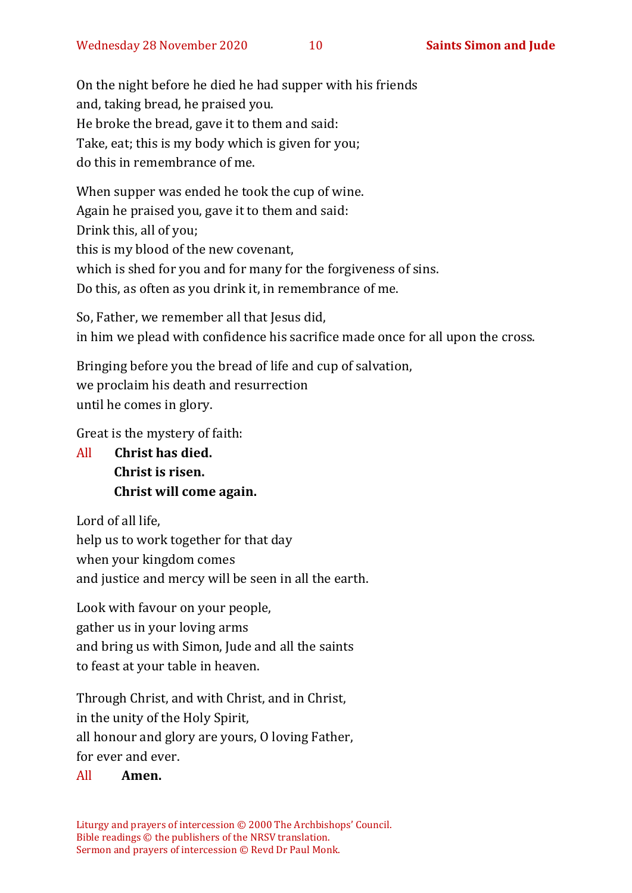On the night before he died he had supper with his friends
and, taking bread, he praised you.
He broke the bread, gave it to them and said:
Take, eat; this is my body which is given for you;
do this in remembrance of me.

When supper was ended he took the cup of wine.
Again he praised you, gave it to them and said:
Drink this, all of you;
this is my blood of the new covenant,
which is shed for you and for many for the forgiveness of sins.
Do this, as often as you drink it, in remembrance of me.

So, Father, we remember all that Jesus did,
in him we plead with confidence his sacrifice made once for all upon the cross.

Bringing before you the bread of life and cup of salvation,
we proclaim his death and resurrection
until he comes in glory.

Great is the mystery of faith:

All **Christ has died.**
**Christ is risen.**
**Christ will come again.**

Lord of all life,
help us to work together for that day
when your kingdom comes
and justice and mercy will be seen in all the earth.

Look with favour on your people,
gather us in your loving arms
and bring us with Simon, Jude and all the saints
to feast at your table in heaven.

Through Christ, and with Christ, and in Christ,
in the unity of the Holy Spirit,
all honour and glory are yours, O loving Father,
for ever and ever.

All **Amen.**

Liturgy and prayers of intercession © 2000 The Archbishops' Council.
Bible readings © the publishers of the NRSV translation.
Sermon and prayers of intercession © Revd Dr Paul Monk.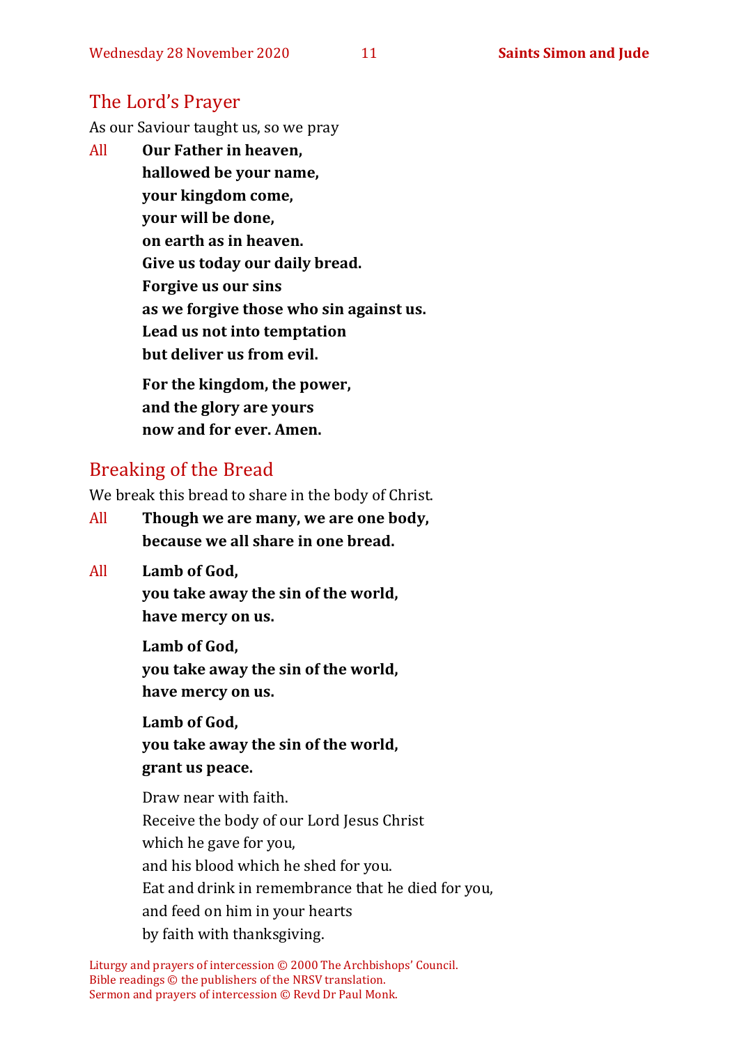## The Lord's Prayer

As our Saviour taught us, so we pray

All **Our Father in heaven,**
**hallowed be your name,**
**your kingdom come,**
**your will be done,**
**on earth as in heaven.**
**Give us today our daily bread.**
**Forgive us our sins**
**as we forgive those who sin against us.**
**Lead us not into temptation**
**but deliver us from evil.**

**For the kingdom, the power,**
**and the glory are yours**
**now and for ever. Amen.**

## Breaking of the Bread

We break this bread to share in the body of Christ.

All **Though we are many, we are one body,**
**because we all share in one bread.**

All **Lamb of God,**
**you take away the sin of the world,**
**have mercy on us.**

**Lamb of God,**
**you take away the sin of the world,**
**have mercy on us.**

**Lamb of God,**
**you take away the sin of the world,**
**grant us peace.**

Draw near with faith.
Receive the body of our Lord Jesus Christ
which he gave for you,
and his blood which he shed for you.
Eat and drink in remembrance that he died for you,
and feed on him in your hearts
by faith with thanksgiving.

Liturgy and prayers of intercession © 2000 The Archbishops' Council.
Bible readings © the publishers of the NRSV translation.
Sermon and prayers of intercession © Revd Dr Paul Monk.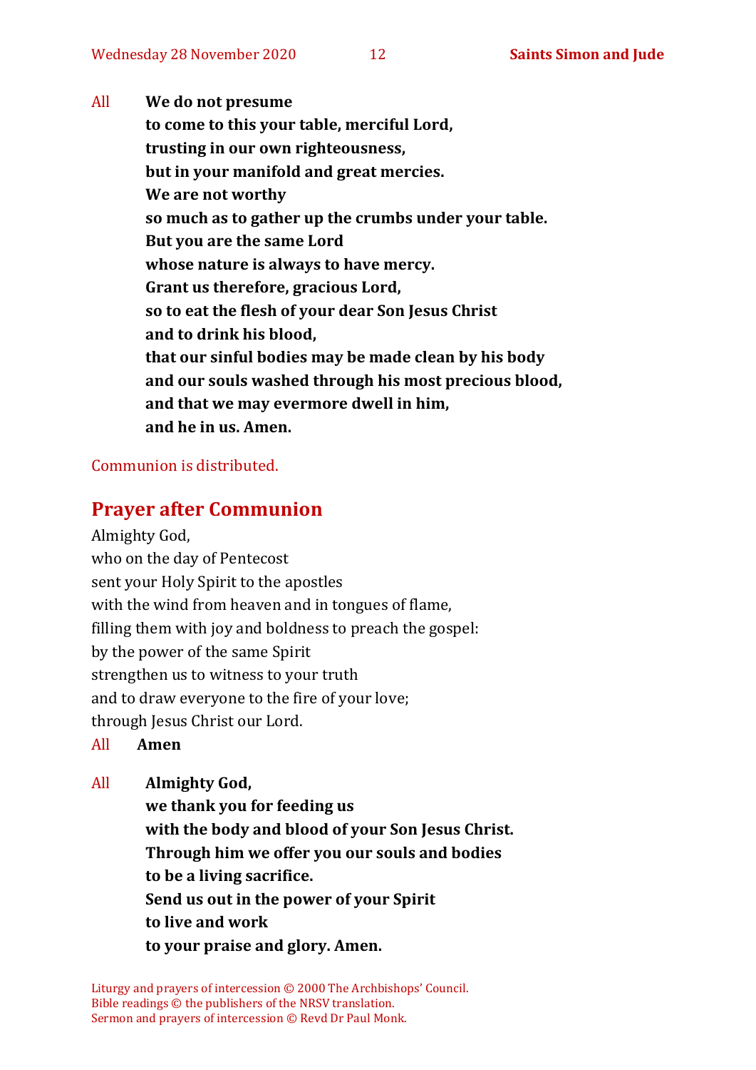All **We do not presume**
**to come to this your table, merciful Lord,**
**trusting in our own righteousness,**
**but in your manifold and great mercies.**
**We are not worthy**
**so much as to gather up the crumbs under your table.**
**But you are the same Lord**
**whose nature is always to have mercy.**
**Grant us therefore, gracious Lord,**
**so to eat the flesh of your dear Son Jesus Christ**
**and to drink his blood,**
**that our sinful bodies may be made clean by his body**
**and our souls washed through his most precious blood,**
**and that we may evermore dwell in him,**
**and he in us. Amen.**

Communion is distributed.

## Prayer after Communion

Almighty God,
who on the day of Pentecost
sent your Holy Spirit to the apostles
with the wind from heaven and in tongues of flame,
filling them with joy and boldness to preach the gospel:
by the power of the same Spirit
strengthen us to witness to your truth
and to draw everyone to the fire of your love;
through Jesus Christ our Lord.

All **Amen**

All **Almighty God,**
**we thank you for feeding us**
**with the body and blood of your Son Jesus Christ.**
**Through him we offer you our souls and bodies**
**to be a living sacrifice.**
**Send us out in the power of your Spirit**
**to live and work**
**to your praise and glory. Amen.**

Liturgy and prayers of intercession © 2000 The Archbishops' Council.
Bible readings © the publishers of the NRSV translation.
Sermon and prayers of intercession © Revd Dr Paul Monk.